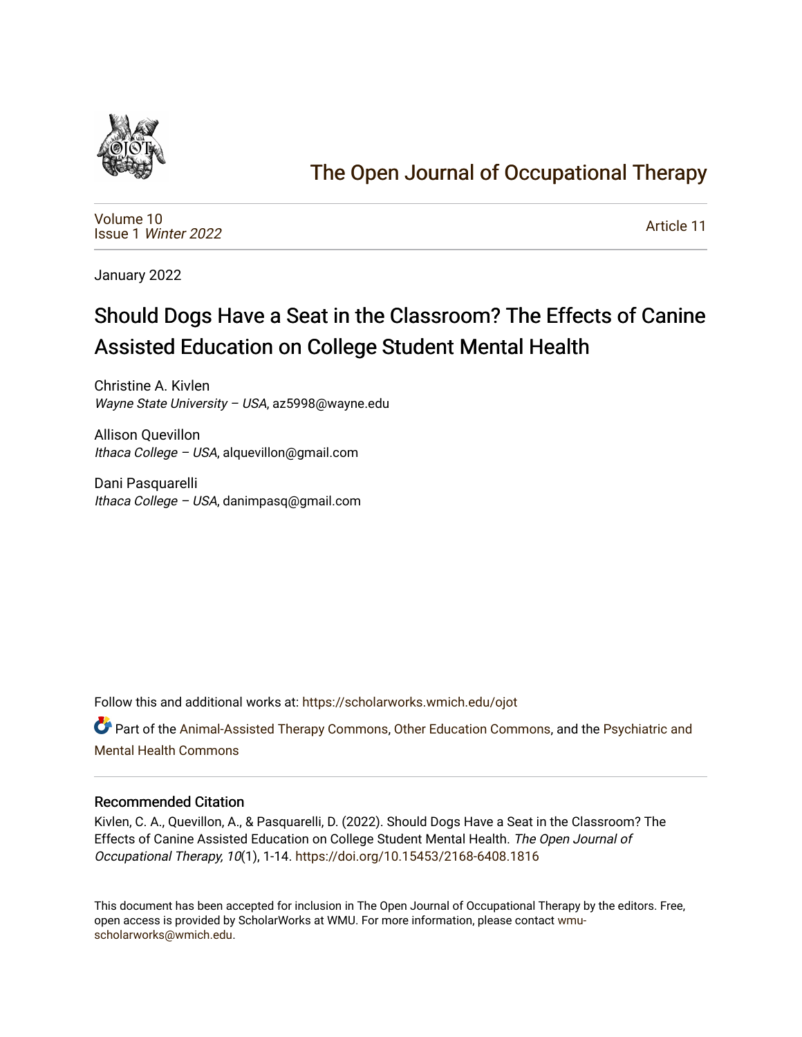# The Open Journal of Occupational Therapy

Volume 10
Issue 1 *Winter 2022*

Article 11

January 2022

# Should Dogs Have a Seat in the Classroom? The Effects of Canine Assisted Education on College Student Mental Health

Christine A. Kivlen
*Wayne State University – USA*, az5998@wayne.edu

Allison Quevillon
*Ithaca College – USA*, alquevillon@gmail.com

Dani Pasquarelli
*Ithaca College – USA*, danimpasq@gmail.com

Follow this and additional works at: https://scholarworks.wmich.edu/ojot

Part of the Animal-Assisted Therapy Commons, Other Education Commons, and the Psychiatric and Mental Health Commons

## Recommended Citation

Kivlen, C. A., Quevillon, A., & Pasquarelli, D. (2022). Should Dogs Have a Seat in the Classroom? The Effects of Canine Assisted Education on College Student Mental Health. *The Open Journal of Occupational Therapy, 10*(1), 1-14. https://doi.org/10.15453/2168-6408.1816

This document has been accepted for inclusion in The Open Journal of Occupational Therapy by the editors. Free, open access is provided by ScholarWorks at WMU. For more information, please contact wmu-scholarworks@wmich.edu.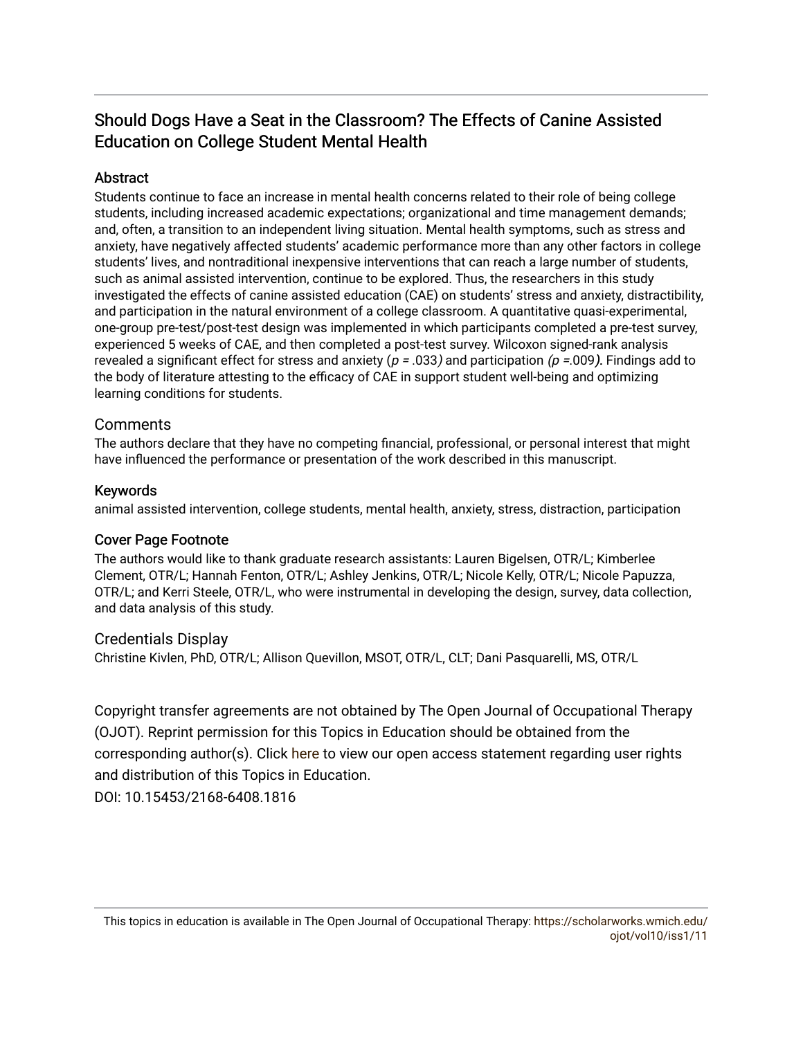# Should Dogs Have a Seat in the Classroom? The Effects of Canine Assisted Education on College Student Mental Health

## Abstract

Students continue to face an increase in mental health concerns related to their role of being college students, including increased academic expectations; organizational and time management demands; and, often, a transition to an independent living situation. Mental health symptoms, such as stress and anxiety, have negatively affected students' academic performance more than any other factors in college students' lives, and nontraditional inexpensive interventions that can reach a large number of students, such as animal assisted intervention, continue to be explored. Thus, the researchers in this study investigated the effects of canine assisted education (CAE) on students' stress and anxiety, distractibility, and participation in the natural environment of a college classroom. A quantitative quasi-experimental, one-group pre-test/post-test design was implemented in which participants completed a pre-test survey, experienced 5 weeks of CAE, and then completed a post-test survey. Wilcoxon signed-rank analysis revealed a significant effect for stress and anxiety ($p = .033$) and participation ($p = .009$). Findings add to the body of literature attesting to the efficacy of CAE in support student well-being and optimizing learning conditions for students.

## Comments

The authors declare that they have no competing financial, professional, or personal interest that might have influenced the performance or presentation of the work described in this manuscript.

## Keywords

animal assisted intervention, college students, mental health, anxiety, stress, distraction, participation

## Cover Page Footnote

The authors would like to thank graduate research assistants: Lauren Bigelsen, OTR/L; Kimberlee Clement, OTR/L; Hannah Fenton, OTR/L; Ashley Jenkins, OTR/L; Nicole Kelly, OTR/L; Nicole Papuzza, OTR/L; and Kerri Steele, OTR/L, who were instrumental in developing the design, survey, data collection, and data analysis of this study.

## Credentials Display

Christine Kivlen, PhD, OTR/L; Allison Quevillon, MSOT, OTR/L, CLT; Dani Pasquarelli, MS, OTR/L

Copyright transfer agreements are not obtained by The Open Journal of Occupational Therapy (OJOT). Reprint permission for this Topics in Education should be obtained from the corresponding author(s). Click here to view our open access statement regarding user rights and distribution of this Topics in Education.

DOI: 10.15453/2168-6408.1816

This topics in education is available in The Open Journal of Occupational Therapy: https://scholarworks.wmich.edu/ojot/vol10/iss1/11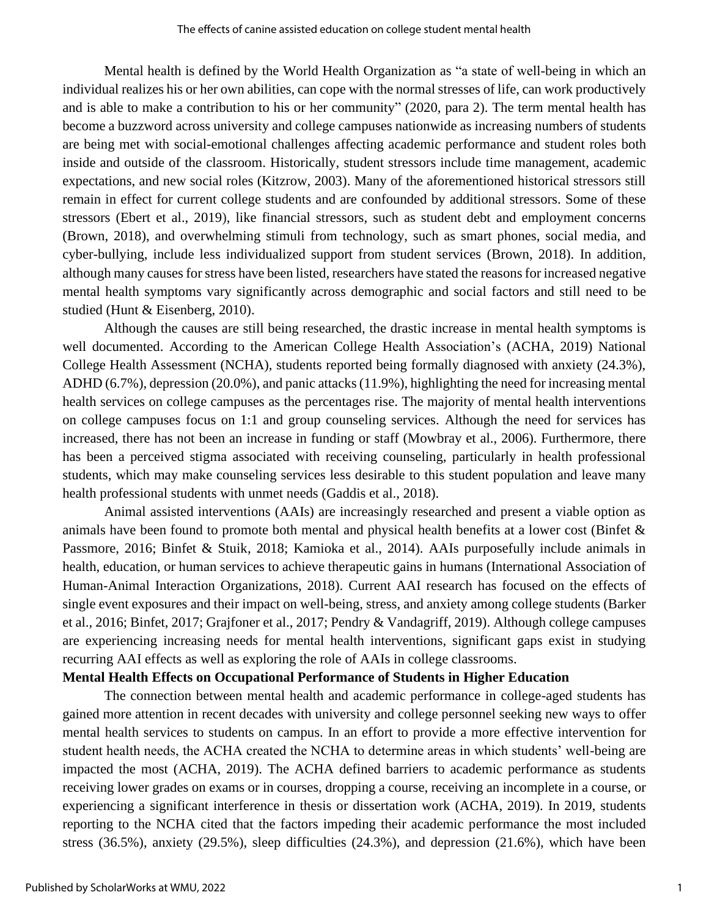Mental health is defined by the World Health Organization as "a state of well-being in which an individual realizes his or her own abilities, can cope with the normal stresses of life, can work productively and is able to make a contribution to his or her community" (2020, para 2). The term mental health has become a buzzword across university and college campuses nationwide as increasing numbers of students are being met with social-emotional challenges affecting academic performance and student roles both inside and outside of the classroom. Historically, student stressors include time management, academic expectations, and new social roles (Kitzrow, 2003). Many of the aforementioned historical stressors still remain in effect for current college students and are confounded by additional stressors. Some of these stressors (Ebert et al., 2019), like financial stressors, such as student debt and employment concerns (Brown, 2018), and overwhelming stimuli from technology, such as smart phones, social media, and cyber-bullying, include less individualized support from student services (Brown, 2018). In addition, although many causes for stress have been listed, researchers have stated the reasons for increased negative mental health symptoms vary significantly across demographic and social factors and still need to be studied (Hunt & Eisenberg, 2010).

Although the causes are still being researched, the drastic increase in mental health symptoms is well documented. According to the American College Health Association's (ACHA, 2019) National College Health Assessment (NCHA), students reported being formally diagnosed with anxiety (24.3%), ADHD (6.7%), depression (20.0%), and panic attacks (11.9%), highlighting the need for increasing mental health services on college campuses as the percentages rise. The majority of mental health interventions on college campuses focus on 1:1 and group counseling services. Although the need for services has increased, there has not been an increase in funding or staff (Mowbray et al., 2006). Furthermore, there has been a perceived stigma associated with receiving counseling, particularly in health professional students, which may make counseling services less desirable to this student population and leave many health professional students with unmet needs (Gaddis et al., 2018).

Animal assisted interventions (AAIs) are increasingly researched and present a viable option as animals have been found to promote both mental and physical health benefits at a lower cost (Binfet & Passmore, 2016; Binfet & Stuik, 2018; Kamioka et al., 2014). AAIs purposefully include animals in health, education, or human services to achieve therapeutic gains in humans (International Association of Human-Animal Interaction Organizations, 2018). Current AAI research has focused on the effects of single event exposures and their impact on well-being, stress, and anxiety among college students (Barker et al., 2016; Binfet, 2017; Grajfoner et al., 2017; Pendry & Vandagriff, 2019). Although college campuses are experiencing increasing needs for mental health interventions, significant gaps exist in studying recurring AAI effects as well as exploring the role of AAIs in college classrooms.

## Mental Health Effects on Occupational Performance of Students in Higher Education

The connection between mental health and academic performance in college-aged students has gained more attention in recent decades with university and college personnel seeking new ways to offer mental health services to students on campus. In an effort to provide a more effective intervention for student health needs, the ACHA created the NCHA to determine areas in which students' well-being are impacted the most (ACHA, 2019). The ACHA defined barriers to academic performance as students receiving lower grades on exams or in courses, dropping a course, receiving an incomplete in a course, or experiencing a significant interference in thesis or dissertation work (ACHA, 2019). In 2019, students reporting to the NCHA cited that the factors impeding their academic performance the most included stress (36.5%), anxiety (29.5%), sleep difficulties (24.3%), and depression (21.6%), which have been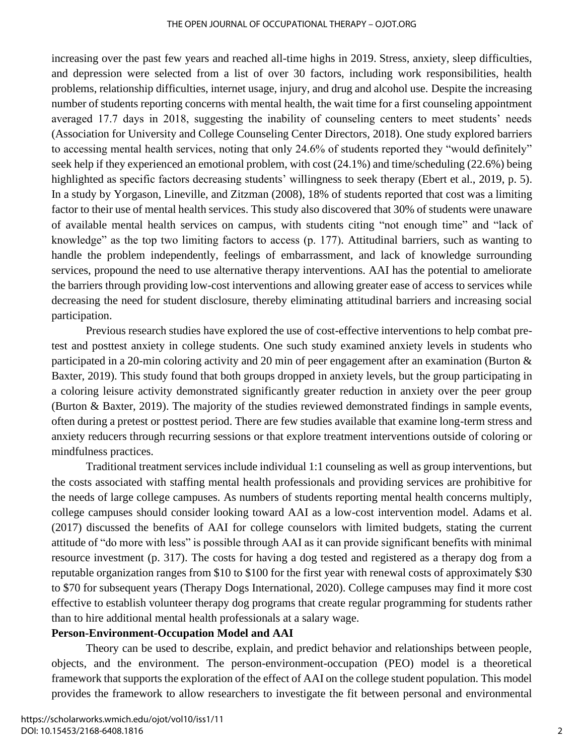increasing over the past few years and reached all-time highs in 2019. Stress, anxiety, sleep difficulties, and depression were selected from a list of over 30 factors, including work responsibilities, health problems, relationship difficulties, internet usage, injury, and drug and alcohol use. Despite the increasing number of students reporting concerns with mental health, the wait time for a first counseling appointment averaged 17.7 days in 2018, suggesting the inability of counseling centers to meet students' needs (Association for University and College Counseling Center Directors, 2018). One study explored barriers to accessing mental health services, noting that only 24.6% of students reported they "would definitely" seek help if they experienced an emotional problem, with cost (24.1%) and time/scheduling (22.6%) being highlighted as specific factors decreasing students' willingness to seek therapy (Ebert et al., 2019, p. 5). In a study by Yorgason, Lineville, and Zitzman (2008), 18% of students reported that cost was a limiting factor to their use of mental health services. This study also discovered that 30% of students were unaware of available mental health services on campus, with students citing "not enough time" and "lack of knowledge" as the top two limiting factors to access (p. 177). Attitudinal barriers, such as wanting to handle the problem independently, feelings of embarrassment, and lack of knowledge surrounding services, propound the need to use alternative therapy interventions. AAI has the potential to ameliorate the barriers through providing low-cost interventions and allowing greater ease of access to services while decreasing the need for student disclosure, thereby eliminating attitudinal barriers and increasing social participation.

Previous research studies have explored the use of cost-effective interventions to help combat pre-test and posttest anxiety in college students. One such study examined anxiety levels in students who participated in a 20-min coloring activity and 20 min of peer engagement after an examination (Burton & Baxter, 2019). This study found that both groups dropped in anxiety levels, but the group participating in a coloring leisure activity demonstrated significantly greater reduction in anxiety over the peer group (Burton & Baxter, 2019). The majority of the studies reviewed demonstrated findings in sample events, often during a pretest or posttest period. There are few studies available that examine long-term stress and anxiety reducers through recurring sessions or that explore treatment interventions outside of coloring or mindfulness practices.

Traditional treatment services include individual 1:1 counseling as well as group interventions, but the costs associated with staffing mental health professionals and providing services are prohibitive for the needs of large college campuses. As numbers of students reporting mental health concerns multiply, college campuses should consider looking toward AAI as a low-cost intervention model. Adams et al. (2017) discussed the benefits of AAI for college counselors with limited budgets, stating the current attitude of "do more with less" is possible through AAI as it can provide significant benefits with minimal resource investment (p. 317). The costs for having a dog tested and registered as a therapy dog from a reputable organization ranges from $10 to $100 for the first year with renewal costs of approximately $30 to $70 for subsequent years (Therapy Dogs International, 2020). College campuses may find it more cost effective to establish volunteer therapy dog programs that create regular programming for students rather than to hire additional mental health professionals at a salary wage.

## Person-Environment-Occupation Model and AAI

Theory can be used to describe, explain, and predict behavior and relationships between people, objects, and the environment. The person-environment-occupation (PEO) model is a theoretical framework that supports the exploration of the effect of AAI on the college student population. This model provides the framework to allow researchers to investigate the fit between personal and environmental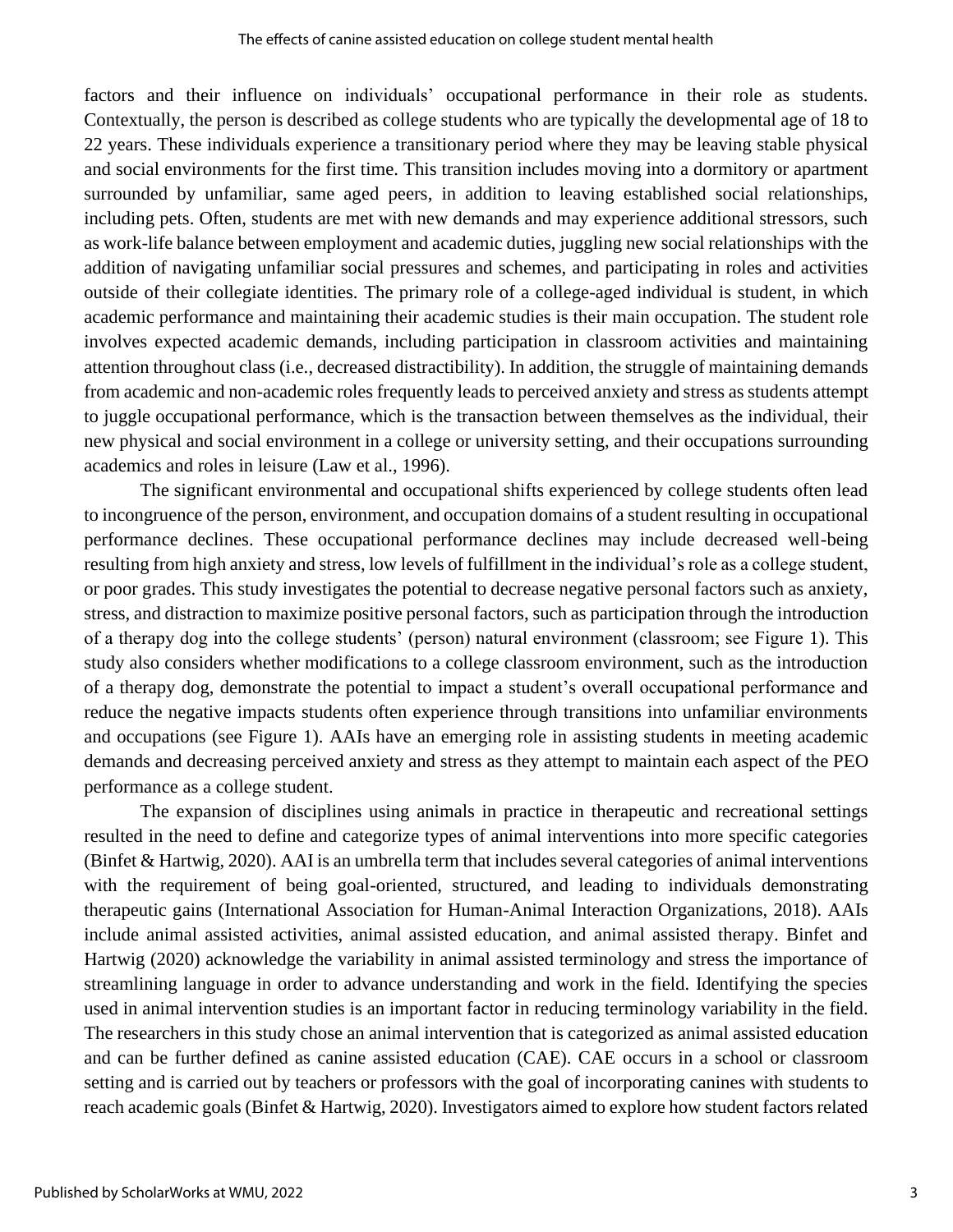factors and their influence on individuals' occupational performance in their role as students. Contextually, the person is described as college students who are typically the developmental age of 18 to 22 years. These individuals experience a transitionary period where they may be leaving stable physical and social environments for the first time. This transition includes moving into a dormitory or apartment surrounded by unfamiliar, same aged peers, in addition to leaving established social relationships, including pets. Often, students are met with new demands and may experience additional stressors, such as work-life balance between employment and academic duties, juggling new social relationships with the addition of navigating unfamiliar social pressures and schemes, and participating in roles and activities outside of their collegiate identities. The primary role of a college-aged individual is student, in which academic performance and maintaining their academic studies is their main occupation. The student role involves expected academic demands, including participation in classroom activities and maintaining attention throughout class (i.e., decreased distractibility). In addition, the struggle of maintaining demands from academic and non-academic roles frequently leads to perceived anxiety and stress as students attempt to juggle occupational performance, which is the transaction between themselves as the individual, their new physical and social environment in a college or university setting, and their occupations surrounding academics and roles in leisure (Law et al., 1996).

The significant environmental and occupational shifts experienced by college students often lead to incongruence of the person, environment, and occupation domains of a student resulting in occupational performance declines. These occupational performance declines may include decreased well-being resulting from high anxiety and stress, low levels of fulfillment in the individual's role as a college student, or poor grades. This study investigates the potential to decrease negative personal factors such as anxiety, stress, and distraction to maximize positive personal factors, such as participation through the introduction of a therapy dog into the college students' (person) natural environment (classroom; see Figure 1). This study also considers whether modifications to a college classroom environment, such as the introduction of a therapy dog, demonstrate the potential to impact a student's overall occupational performance and reduce the negative impacts students often experience through transitions into unfamiliar environments and occupations (see Figure 1). AAIs have an emerging role in assisting students in meeting academic demands and decreasing perceived anxiety and stress as they attempt to maintain each aspect of the PEO performance as a college student.

The expansion of disciplines using animals in practice in therapeutic and recreational settings resulted in the need to define and categorize types of animal interventions into more specific categories (Binfet & Hartwig, 2020). AAI is an umbrella term that includes several categories of animal interventions with the requirement of being goal-oriented, structured, and leading to individuals demonstrating therapeutic gains (International Association for Human-Animal Interaction Organizations, 2018). AAIs include animal assisted activities, animal assisted education, and animal assisted therapy. Binfet and Hartwig (2020) acknowledge the variability in animal assisted terminology and stress the importance of streamlining language in order to advance understanding and work in the field. Identifying the species used in animal intervention studies is an important factor in reducing terminology variability in the field. The researchers in this study chose an animal intervention that is categorized as animal assisted education and can be further defined as canine assisted education (CAE). CAE occurs in a school or classroom setting and is carried out by teachers or professors with the goal of incorporating canines with students to reach academic goals (Binfet & Hartwig, 2020). Investigators aimed to explore how student factors related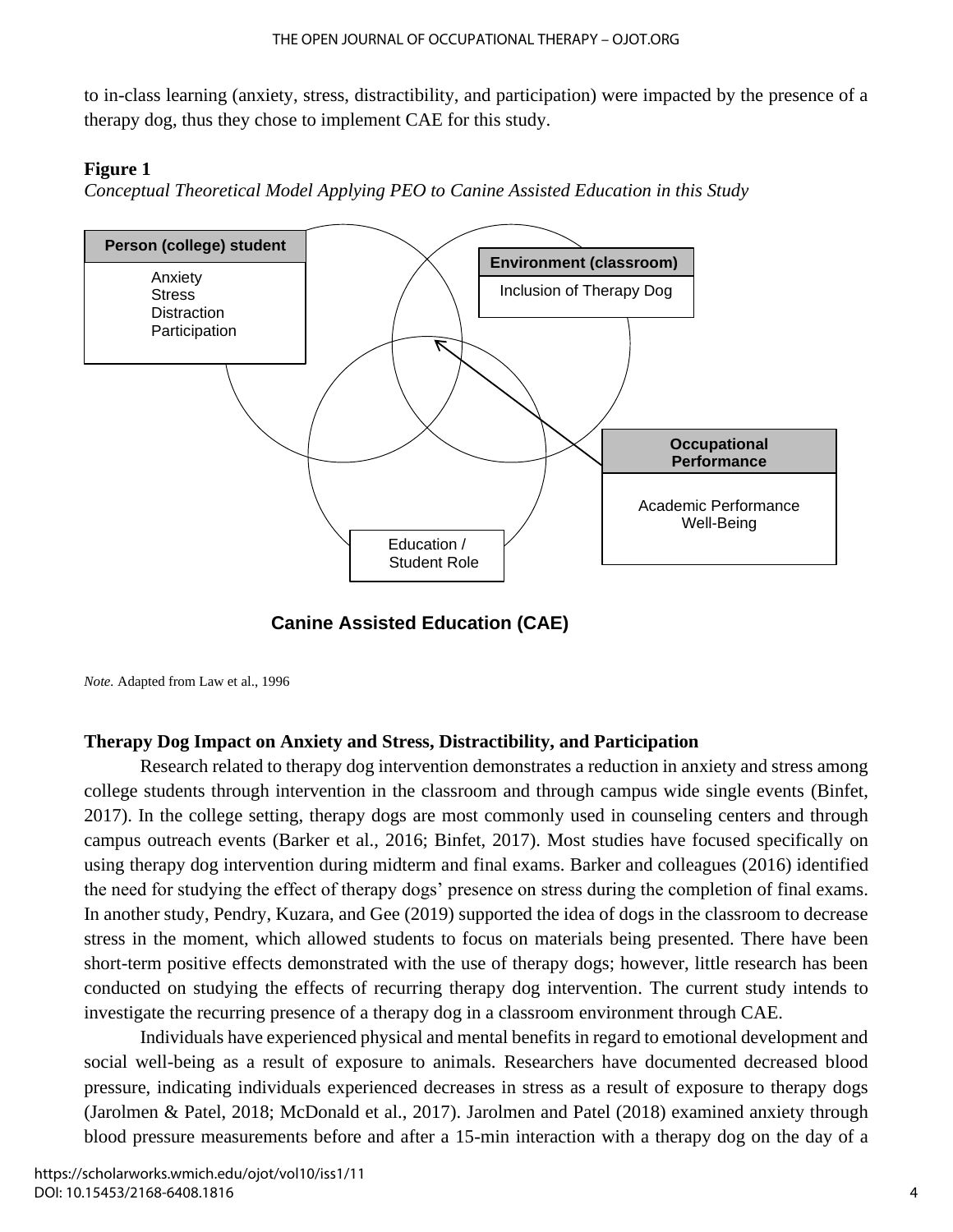to in-class learning (anxiety, stress, distractibility, and participation) were impacted by the presence of a therapy dog, thus they chose to implement CAE for this study.

**Figure 1**

*Conceptual Theoretical Model Applying PEO to Canine Assisted Education in this Study*

**Person (college) student**

Anxiety
Stress
Distraction
Participation

**Environment (classroom)**

Inclusion of Therapy Dog

**Occupational Performance**

Academic Performance
Well-Being

Education / Student Role

**Canine Assisted Education (CAE)**

*Note.* Adapted from Law et al., 1996

### Therapy Dog Impact on Anxiety and Stress, Distractibility, and Participation

Research related to therapy dog intervention demonstrates a reduction in anxiety and stress among college students through intervention in the classroom and through campus wide single events (Binfet, 2017). In the college setting, therapy dogs are most commonly used in counseling centers and through campus outreach events (Barker et al., 2016; Binfet, 2017). Most studies have focused specifically on using therapy dog intervention during midterm and final exams. Barker and colleagues (2016) identified the need for studying the effect of therapy dogs' presence on stress during the completion of final exams. In another study, Pendry, Kuzara, and Gee (2019) supported the idea of dogs in the classroom to decrease stress in the moment, which allowed students to focus on materials being presented. There have been short-term positive effects demonstrated with the use of therapy dogs; however, little research has been conducted on studying the effects of recurring therapy dog intervention. The current study intends to investigate the recurring presence of a therapy dog in a classroom environment through CAE.

Individuals have experienced physical and mental benefits in regard to emotional development and social well-being as a result of exposure to animals. Researchers have documented decreased blood pressure, indicating individuals experienced decreases in stress as a result of exposure to therapy dogs (Jarolmen & Patel, 2018; McDonald et al., 2017). Jarolmen and Patel (2018) examined anxiety through blood pressure measurements before and after a 15-min interaction with a therapy dog on the day of a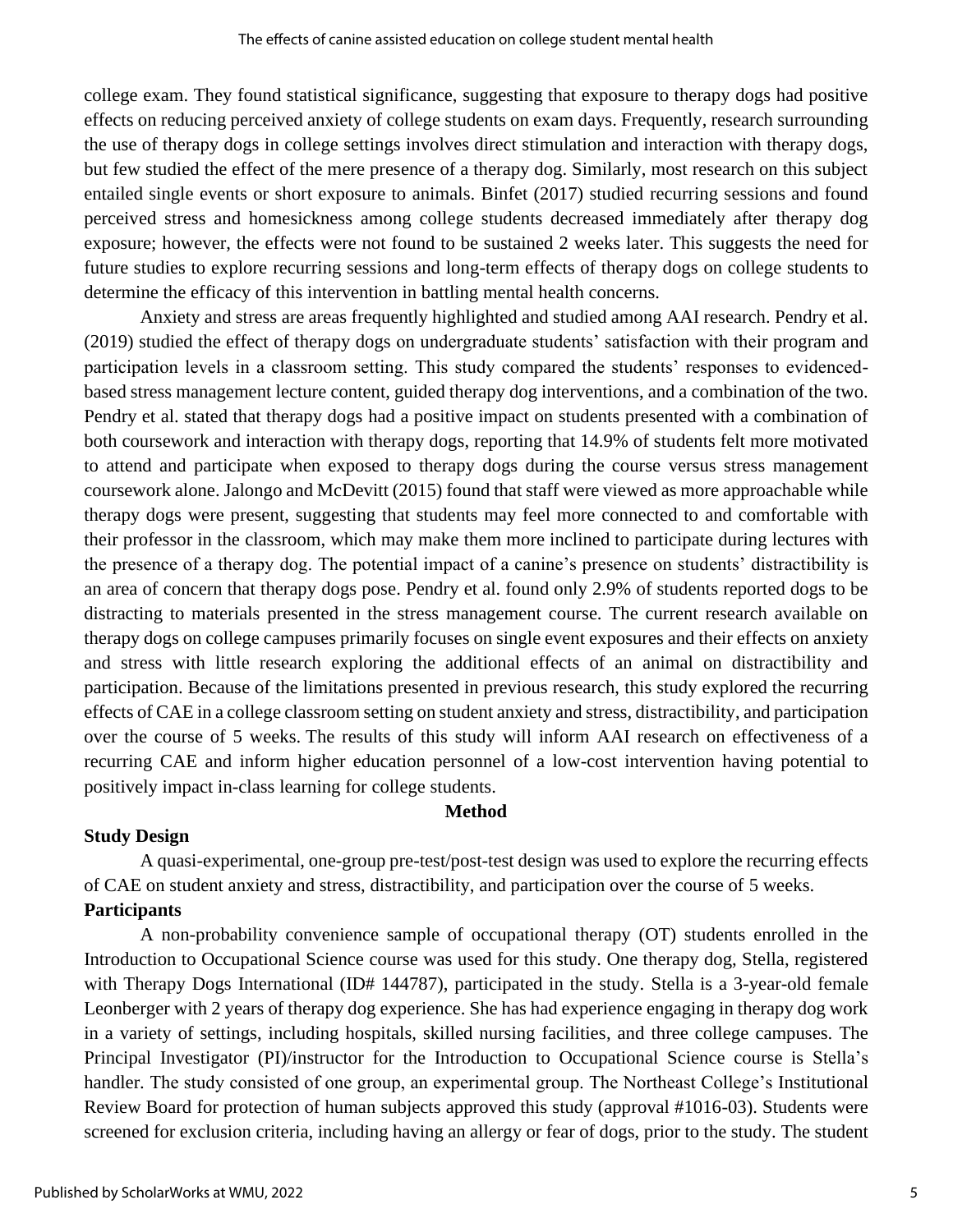college exam. They found statistical significance, suggesting that exposure to therapy dogs had positive effects on reducing perceived anxiety of college students on exam days. Frequently, research surrounding the use of therapy dogs in college settings involves direct stimulation and interaction with therapy dogs, but few studied the effect of the mere presence of a therapy dog. Similarly, most research on this subject entailed single events or short exposure to animals. Binfet (2017) studied recurring sessions and found perceived stress and homesickness among college students decreased immediately after therapy dog exposure; however, the effects were not found to be sustained 2 weeks later. This suggests the need for future studies to explore recurring sessions and long-term effects of therapy dogs on college students to determine the efficacy of this intervention in battling mental health concerns.

Anxiety and stress are areas frequently highlighted and studied among AAI research. Pendry et al. (2019) studied the effect of therapy dogs on undergraduate students' satisfaction with their program and participation levels in a classroom setting. This study compared the students' responses to evidenced-based stress management lecture content, guided therapy dog interventions, and a combination of the two. Pendry et al. stated that therapy dogs had a positive impact on students presented with a combination of both coursework and interaction with therapy dogs, reporting that 14.9% of students felt more motivated to attend and participate when exposed to therapy dogs during the course versus stress management coursework alone. Jalongo and McDevitt (2015) found that staff were viewed as more approachable while therapy dogs were present, suggesting that students may feel more connected to and comfortable with their professor in the classroom, which may make them more inclined to participate during lectures with the presence of a therapy dog. The potential impact of a canine's presence on students' distractibility is an area of concern that therapy dogs pose. Pendry et al. found only 2.9% of students reported dogs to be distracting to materials presented in the stress management course. The current research available on therapy dogs on college campuses primarily focuses on single event exposures and their effects on anxiety and stress with little research exploring the additional effects of an animal on distractibility and participation. Because of the limitations presented in previous research, this study explored the recurring effects of CAE in a college classroom setting on student anxiety and stress, distractibility, and participation over the course of 5 weeks. The results of this study will inform AAI research on effectiveness of a recurring CAE and inform higher education personnel of a low-cost intervention having potential to positively impact in-class learning for college students.

## Method

### Study Design

A quasi-experimental, one-group pre-test/post-test design was used to explore the recurring effects of CAE on student anxiety and stress, distractibility, and participation over the course of 5 weeks.

### Participants

A non-probability convenience sample of occupational therapy (OT) students enrolled in the Introduction to Occupational Science course was used for this study. One therapy dog, Stella, registered with Therapy Dogs International (ID# 144787), participated in the study. Stella is a 3-year-old female Leonberger with 2 years of therapy dog experience. She has had experience engaging in therapy dog work in a variety of settings, including hospitals, skilled nursing facilities, and three college campuses. The Principal Investigator (PI)/instructor for the Introduction to Occupational Science course is Stella's handler. The study consisted of one group, an experimental group. The Northeast College's Institutional Review Board for protection of human subjects approved this study (approval #1016-03). Students were screened for exclusion criteria, including having an allergy or fear of dogs, prior to the study. The student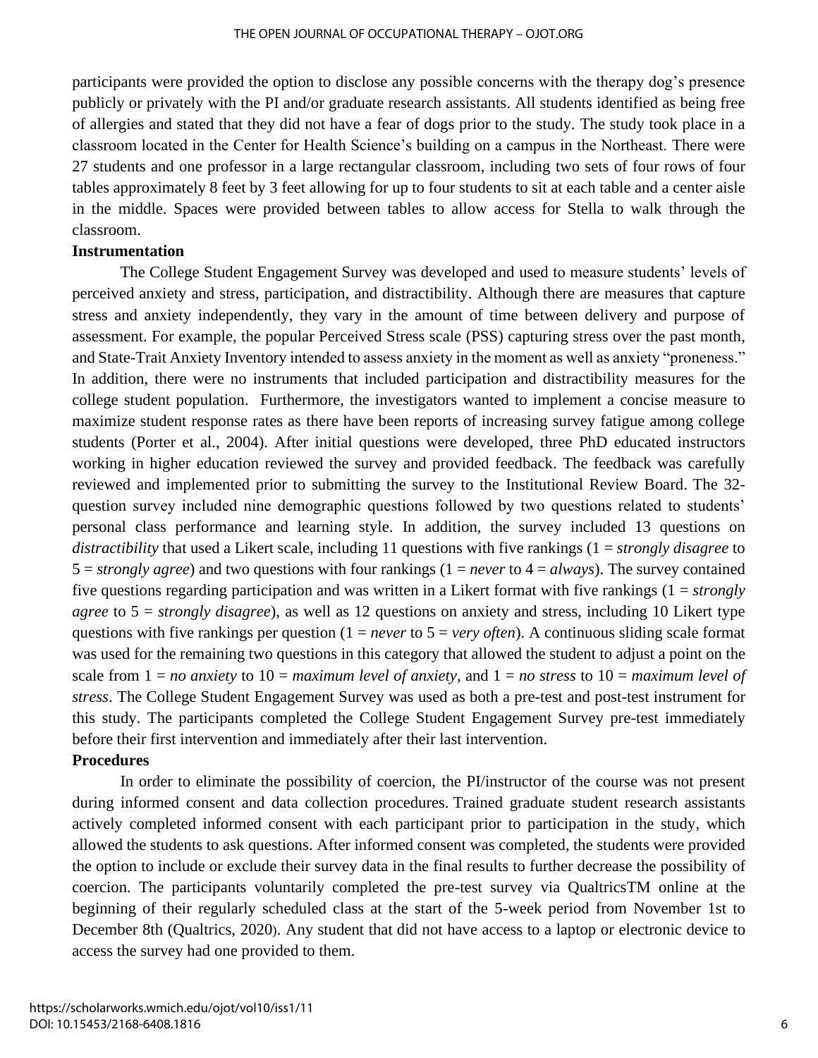participants were provided the option to disclose any possible concerns with the therapy dog's presence publicly or privately with the PI and/or graduate research assistants. All students identified as being free of allergies and stated that they did not have a fear of dogs prior to the study. The study took place in a classroom located in the Center for Health Science's building on a campus in the Northeast. There were 27 students and one professor in a large rectangular classroom, including two sets of four rows of four tables approximately 8 feet by 3 feet allowing for up to four students to sit at each table and a center aisle in the middle. Spaces were provided between tables to allow access for Stella to walk through the classroom.

## Instrumentation

The College Student Engagement Survey was developed and used to measure students' levels of perceived anxiety and stress, participation, and distractibility. Although there are measures that capture stress and anxiety independently, they vary in the amount of time between delivery and purpose of assessment. For example, the popular Perceived Stress scale (PSS) capturing stress over the past month, and State-Trait Anxiety Inventory intended to assess anxiety in the moment as well as anxiety "proneness." In addition, there were no instruments that included participation and distractibility measures for the college student population. Furthermore, the investigators wanted to implement a concise measure to maximize student response rates as there have been reports of increasing survey fatigue among college students (Porter et al., 2004). After initial questions were developed, three PhD educated instructors working in higher education reviewed the survey and provided feedback. The feedback was carefully reviewed and implemented prior to submitting the survey to the Institutional Review Board. The 32-question survey included nine demographic questions followed by two questions related to students' personal class performance and learning style. In addition, the survey included 13 questions on *distractibility* that used a Likert scale, including 11 questions with five rankings (1 = *strongly disagree* to 5 = *strongly agree*) and two questions with four rankings (1 = *never* to 4 = *always*). The survey contained five questions regarding participation and was written in a Likert format with five rankings (1 = *strongly agree* to 5 = *strongly disagree*), as well as 12 questions on anxiety and stress, including 10 Likert type questions with five rankings per question (1 = *never* to 5 = *very often*). A continuous sliding scale format was used for the remaining two questions in this category that allowed the student to adjust a point on the scale from 1 = *no anxiety* to 10 = *maximum level of anxiety*, and 1 = *no stress* to 10 = *maximum level of stress*. The College Student Engagement Survey was used as both a pre-test and post-test instrument for this study. The participants completed the College Student Engagement Survey pre-test immediately before their first intervention and immediately after their last intervention.

## Procedures

In order to eliminate the possibility of coercion, the PI/instructor of the course was not present during informed consent and data collection procedures. Trained graduate student research assistants actively completed informed consent with each participant prior to participation in the study, which allowed the students to ask questions. After informed consent was completed, the students were provided the option to include or exclude their survey data in the final results to further decrease the possibility of coercion. The participants voluntarily completed the pre-test survey via QualtricsTM online at the beginning of their regularly scheduled class at the start of the 5-week period from November 1st to December 8th (Qualtrics, 2020). Any student that did not have access to a laptop or electronic device to access the survey had one provided to them.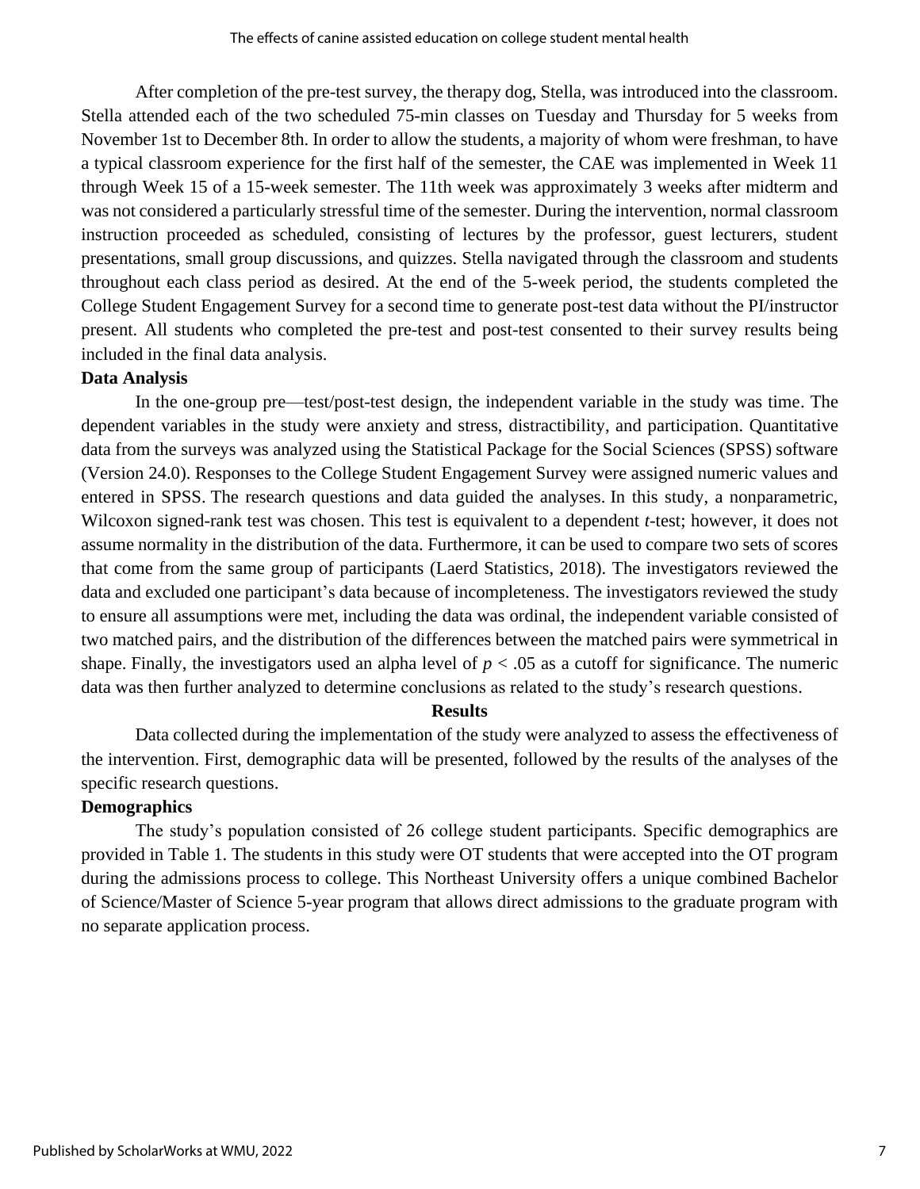After completion of the pre-test survey, the therapy dog, Stella, was introduced into the classroom. Stella attended each of the two scheduled 75-min classes on Tuesday and Thursday for 5 weeks from November 1st to December 8th. In order to allow the students, a majority of whom were freshman, to have a typical classroom experience for the first half of the semester, the CAE was implemented in Week 11 through Week 15 of a 15-week semester. The 11th week was approximately 3 weeks after midterm and was not considered a particularly stressful time of the semester. During the intervention, normal classroom instruction proceeded as scheduled, consisting of lectures by the professor, guest lecturers, student presentations, small group discussions, and quizzes. Stella navigated through the classroom and students throughout each class period as desired. At the end of the 5-week period, the students completed the College Student Engagement Survey for a second time to generate post-test data without the PI/instructor present. All students who completed the pre-test and post-test consented to their survey results being included in the final data analysis.

**Data Analysis**

In the one-group pre—test/post-test design, the independent variable in the study was time. The dependent variables in the study were anxiety and stress, distractibility, and participation. Quantitative data from the surveys was analyzed using the Statistical Package for the Social Sciences (SPSS) software (Version 24.0). Responses to the College Student Engagement Survey were assigned numeric values and entered in SPSS. The research questions and data guided the analyses. In this study, a nonparametric, Wilcoxon signed-rank test was chosen. This test is equivalent to a dependent *t*-test; however, it does not assume normality in the distribution of the data. Furthermore, it can be used to compare two sets of scores that come from the same group of participants (Laerd Statistics, 2018). The investigators reviewed the data and excluded one participant's data because of incompleteness. The investigators reviewed the study to ensure all assumptions were met, including the data was ordinal, the independent variable consisted of two matched pairs, and the distribution of the differences between the matched pairs were symmetrical in shape. Finally, the investigators used an alpha level of $p < .05$ as a cutoff for significance. The numeric data was then further analyzed to determine conclusions as related to the study's research questions.

## Results

Data collected during the implementation of the study were analyzed to assess the effectiveness of the intervention. First, demographic data will be presented, followed by the results of the analyses of the specific research questions.

**Demographics**

The study's population consisted of 26 college student participants. Specific demographics are provided in Table 1. The students in this study were OT students that were accepted into the OT program during the admissions process to college. This Northeast University offers a unique combined Bachelor of Science/Master of Science 5-year program that allows direct admissions to the graduate program with no separate application process.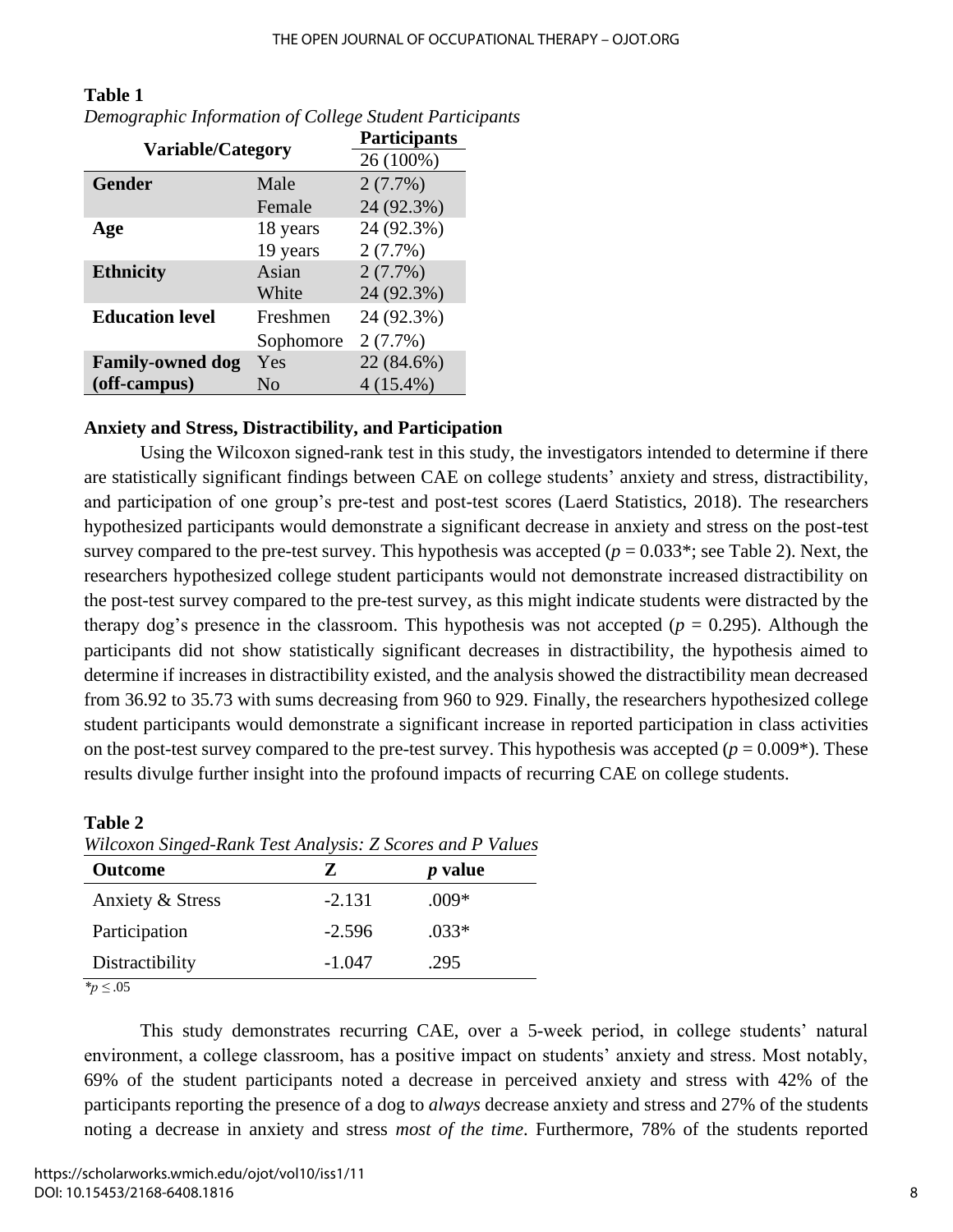**Table 1**
*Demographic Information of College Student Participants*

| Variable/Category | | Participants |
|---|---|---|
| | | 26 (100%) |
| **Gender** | Male | 2 (7.7%) |
| | Female | 24 (92.3%) |
| **Age** | 18 years | 24 (92.3%) |
| | 19 years | 2 (7.7%) |
| **Ethnicity** | Asian | 2 (7.7%) |
| | White | 24 (92.3%) |
| **Education level** | Freshmen | 24 (92.3%) |
| | Sophomore | 2 (7.7%) |
| **Family-owned dog (off-campus)** | Yes | 22 (84.6%) |
| | No | 4 (15.4%) |

### Anxiety and Stress, Distractibility, and Participation

Using the Wilcoxon signed-rank test in this study, the investigators intended to determine if there are statistically significant findings between CAE on college students' anxiety and stress, distractibility, and participation of one group's pre-test and post-test scores (Laerd Statistics, 2018). The researchers hypothesized participants would demonstrate a significant decrease in anxiety and stress on the post-test survey compared to the pre-test survey. This hypothesis was accepted ($p = 0.033$*; see Table 2). Next, the researchers hypothesized college student participants would not demonstrate increased distractibility on the post-test survey compared to the pre-test survey, as this might indicate students were distracted by the therapy dog's presence in the classroom. This hypothesis was not accepted ($p = 0.295$). Although the participants did not show statistically significant decreases in distractibility, the hypothesis aimed to determine if increases in distractibility existed, and the analysis showed the distractibility mean decreased from 36.92 to 35.73 with sums decreasing from 960 to 929. Finally, the researchers hypothesized college student participants would demonstrate a significant increase in reported participation in class activities on the post-test survey compared to the pre-test survey. This hypothesis was accepted ($p = 0.009$*). These results divulge further insight into the profound impacts of recurring CAE on college students.

**Table 2**
*Wilcoxon Singed-Rank Test Analysis: Z Scores and P Values*

| Outcome | Z | *p* value |
|---|---|---|
| Anxiety & Stress | -2.131 | .009* |
| Participation | -2.596 | .033* |
| Distractibility | -1.047 | .295 |

*$p \leq .05$

This study demonstrates recurring CAE, over a 5-week period, in college students' natural environment, a college classroom, has a positive impact on students' anxiety and stress. Most notably, 69% of the student participants noted a decrease in perceived anxiety and stress with 42% of the participants reporting the presence of a dog to *always* decrease anxiety and stress and 27% of the students noting a decrease in anxiety and stress *most of the time*. Furthermore, 78% of the students reported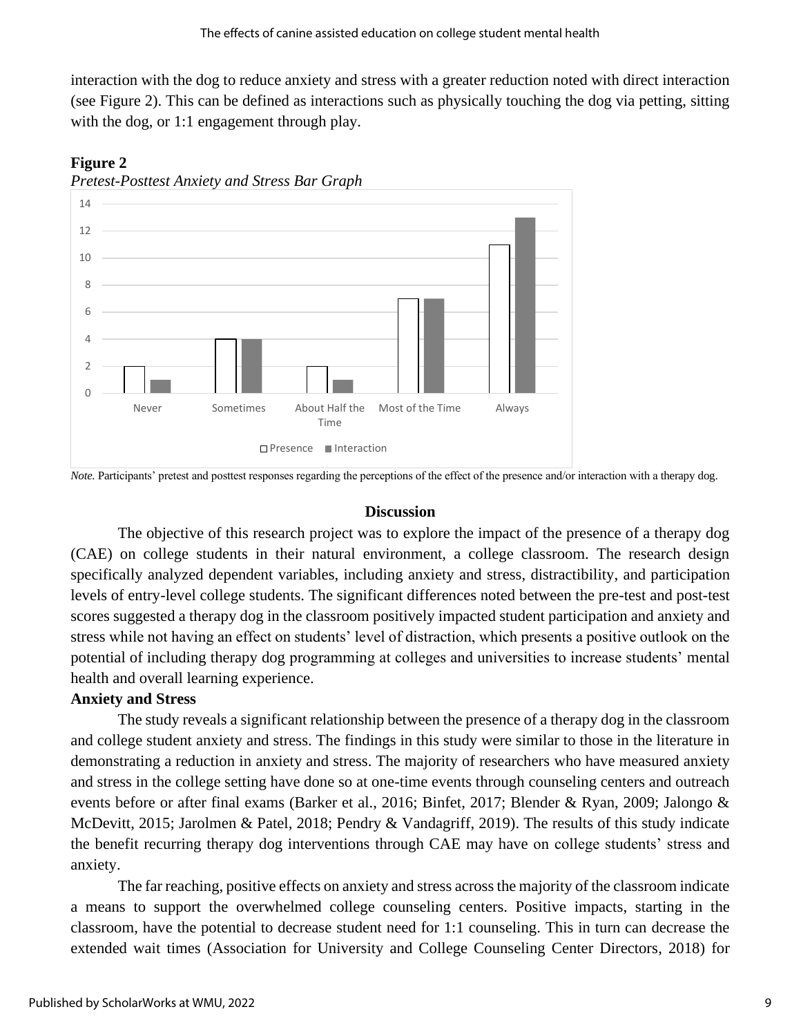interaction with the dog to reduce anxiety and stress with a greater reduction noted with direct interaction (see Figure 2). This can be defined as interactions such as physically touching the dog via petting, sitting with the dog, or 1:1 engagement through play.

**Figure 2**

*Pretest-Posttest Anxiety and Stress Bar Graph*

| | Presence | Interaction |
|---|---|---|
| Never | 2 | 1 |
| Sometimes | 4 | 4 |
| About Half the Time | 2 | 1 |
| Most of the Time | 7 | 7 |
| Always | 11 | 13 |

*Note.* Participants' pretest and posttest responses regarding the perceptions of the effect of the presence and/or interaction with a therapy dog.

## Discussion

The objective of this research project was to explore the impact of the presence of a therapy dog (CAE) on college students in their natural environment, a college classroom. The research design specifically analyzed dependent variables, including anxiety and stress, distractibility, and participation levels of entry-level college students. The significant differences noted between the pre-test and post-test scores suggested a therapy dog in the classroom positively impacted student participation and anxiety and stress while not having an effect on students' level of distraction, which presents a positive outlook on the potential of including therapy dog programming at colleges and universities to increase students' mental health and overall learning experience.

### Anxiety and Stress

The study reveals a significant relationship between the presence of a therapy dog in the classroom and college student anxiety and stress. The findings in this study were similar to those in the literature in demonstrating a reduction in anxiety and stress. The majority of researchers who have measured anxiety and stress in the college setting have done so at one-time events through counseling centers and outreach events before or after final exams (Barker et al., 2016; Binfet, 2017; Blender & Ryan, 2009; Jalongo & McDevitt, 2015; Jarolmen & Patel, 2018; Pendry & Vandagriff, 2019). The results of this study indicate the benefit recurring therapy dog interventions through CAE may have on college students' stress and anxiety.

The far reaching, positive effects on anxiety and stress across the majority of the classroom indicate a means to support the overwhelmed college counseling centers. Positive impacts, starting in the classroom, have the potential to decrease student need for 1:1 counseling. This in turn can decrease the extended wait times (Association for University and College Counseling Center Directors, 2018) for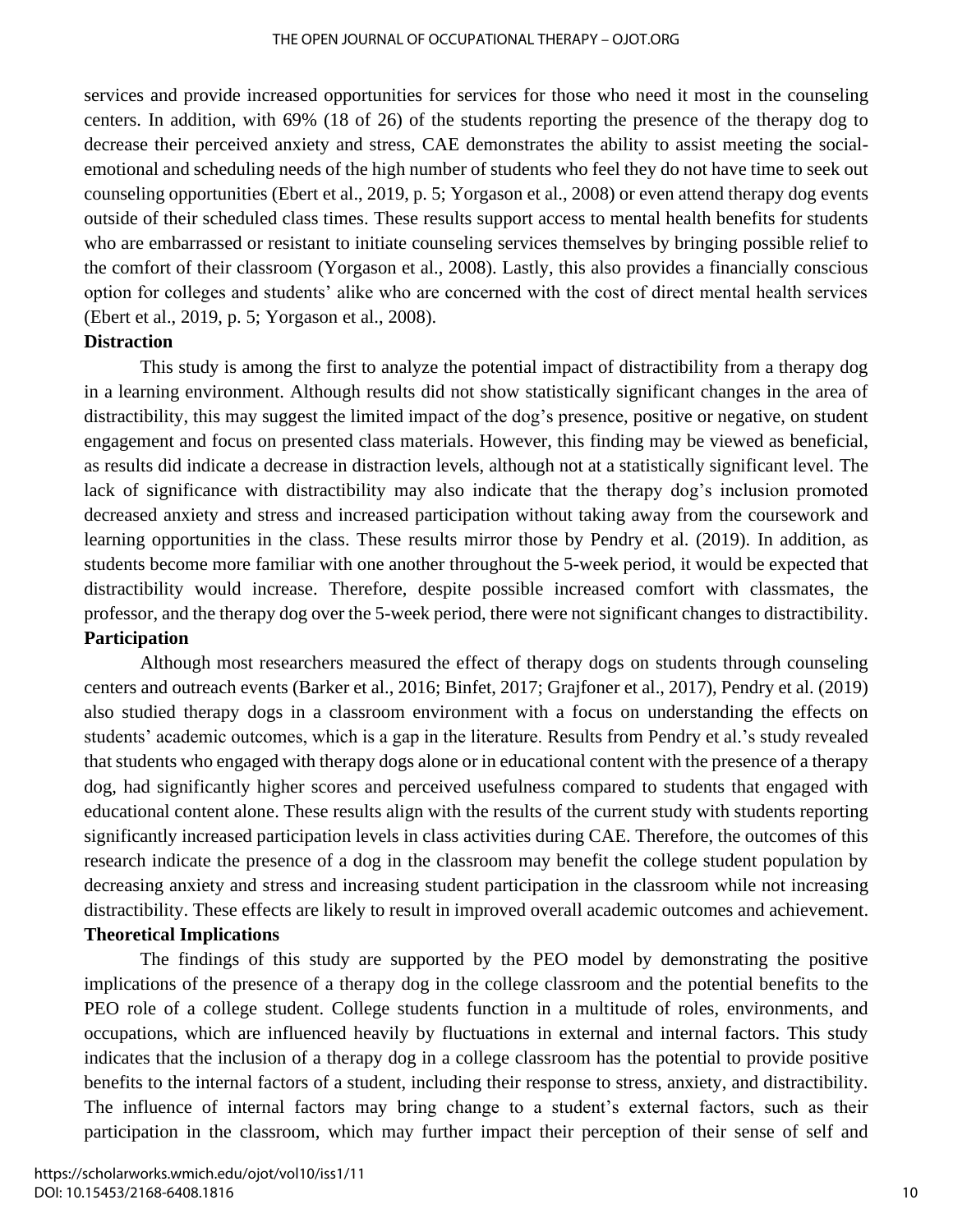services and provide increased opportunities for services for those who need it most in the counseling centers. In addition, with 69% (18 of 26) of the students reporting the presence of the therapy dog to decrease their perceived anxiety and stress, CAE demonstrates the ability to assist meeting the social-emotional and scheduling needs of the high number of students who feel they do not have time to seek out counseling opportunities (Ebert et al., 2019, p. 5; Yorgason et al., 2008) or even attend therapy dog events outside of their scheduled class times. These results support access to mental health benefits for students who are embarrassed or resistant to initiate counseling services themselves by bringing possible relief to the comfort of their classroom (Yorgason et al., 2008). Lastly, this also provides a financially conscious option for colleges and students' alike who are concerned with the cost of direct mental health services (Ebert et al., 2019, p. 5; Yorgason et al., 2008).

**Distraction**

This study is among the first to analyze the potential impact of distractibility from a therapy dog in a learning environment. Although results did not show statistically significant changes in the area of distractibility, this may suggest the limited impact of the dog's presence, positive or negative, on student engagement and focus on presented class materials. However, this finding may be viewed as beneficial, as results did indicate a decrease in distraction levels, although not at a statistically significant level. The lack of significance with distractibility may also indicate that the therapy dog's inclusion promoted decreased anxiety and stress and increased participation without taking away from the coursework and learning opportunities in the class. These results mirror those by Pendry et al. (2019). In addition, as students become more familiar with one another throughout the 5-week period, it would be expected that distractibility would increase. Therefore, despite possible increased comfort with classmates, the professor, and the therapy dog over the 5-week period, there were not significant changes to distractibility.

**Participation**

Although most researchers measured the effect of therapy dogs on students through counseling centers and outreach events (Barker et al., 2016; Binfet, 2017; Grajfoner et al., 2017), Pendry et al. (2019) also studied therapy dogs in a classroom environment with a focus on understanding the effects on students' academic outcomes, which is a gap in the literature. Results from Pendry et al.'s study revealed that students who engaged with therapy dogs alone or in educational content with the presence of a therapy dog, had significantly higher scores and perceived usefulness compared to students that engaged with educational content alone. These results align with the results of the current study with students reporting significantly increased participation levels in class activities during CAE. Therefore, the outcomes of this research indicate the presence of a dog in the classroom may benefit the college student population by decreasing anxiety and stress and increasing student participation in the classroom while not increasing distractibility. These effects are likely to result in improved overall academic outcomes and achievement.

**Theoretical Implications**

The findings of this study are supported by the PEO model by demonstrating the positive implications of the presence of a therapy dog in the college classroom and the potential benefits to the PEO role of a college student. College students function in a multitude of roles, environments, and occupations, which are influenced heavily by fluctuations in external and internal factors. This study indicates that the inclusion of a therapy dog in a college classroom has the potential to provide positive benefits to the internal factors of a student, including their response to stress, anxiety, and distractibility. The influence of internal factors may bring change to a student's external factors, such as their participation in the classroom, which may further impact their perception of their sense of self and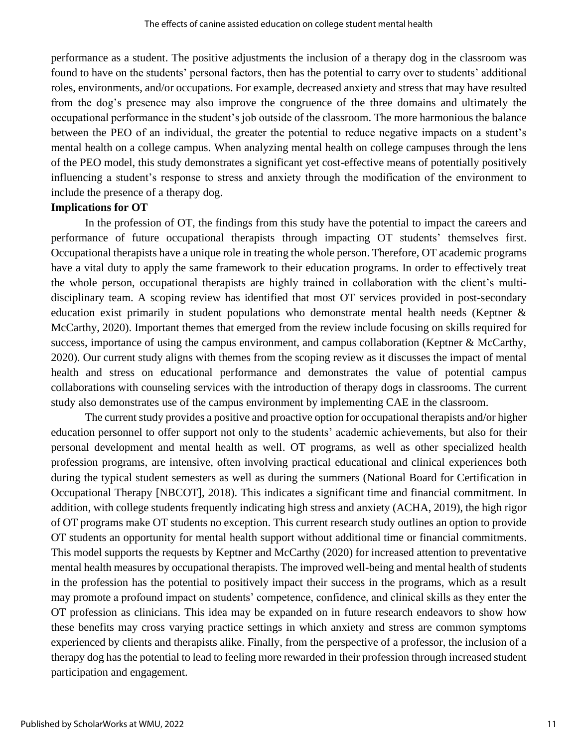performance as a student. The positive adjustments the inclusion of a therapy dog in the classroom was found to have on the students' personal factors, then has the potential to carry over to students' additional roles, environments, and/or occupations. For example, decreased anxiety and stress that may have resulted from the dog's presence may also improve the congruence of the three domains and ultimately the occupational performance in the student's job outside of the classroom. The more harmonious the balance between the PEO of an individual, the greater the potential to reduce negative impacts on a student's mental health on a college campus. When analyzing mental health on college campuses through the lens of the PEO model, this study demonstrates a significant yet cost-effective means of potentially positively influencing a student's response to stress and anxiety through the modification of the environment to include the presence of a therapy dog.

**Implications for OT**

In the profession of OT, the findings from this study have the potential to impact the careers and performance of future occupational therapists through impacting OT students' themselves first. Occupational therapists have a unique role in treating the whole person. Therefore, OT academic programs have a vital duty to apply the same framework to their education programs. In order to effectively treat the whole person, occupational therapists are highly trained in collaboration with the client's multi-disciplinary team. A scoping review has identified that most OT services provided in post-secondary education exist primarily in student populations who demonstrate mental health needs (Keptner & McCarthy, 2020). Important themes that emerged from the review include focusing on skills required for success, importance of using the campus environment, and campus collaboration (Keptner & McCarthy, 2020). Our current study aligns with themes from the scoping review as it discusses the impact of mental health and stress on educational performance and demonstrates the value of potential campus collaborations with counseling services with the introduction of therapy dogs in classrooms. The current study also demonstrates use of the campus environment by implementing CAE in the classroom.

The current study provides a positive and proactive option for occupational therapists and/or higher education personnel to offer support not only to the students' academic achievements, but also for their personal development and mental health as well. OT programs, as well as other specialized health profession programs, are intensive, often involving practical educational and clinical experiences both during the typical student semesters as well as during the summers (National Board for Certification in Occupational Therapy [NBCOT], 2018). This indicates a significant time and financial commitment. In addition, with college students frequently indicating high stress and anxiety (ACHA, 2019), the high rigor of OT programs make OT students no exception. This current research study outlines an option to provide OT students an opportunity for mental health support without additional time or financial commitments. This model supports the requests by Keptner and McCarthy (2020) for increased attention to preventative mental health measures by occupational therapists. The improved well-being and mental health of students in the profession has the potential to positively impact their success in the programs, which as a result may promote a profound impact on students' competence, confidence, and clinical skills as they enter the OT profession as clinicians. This idea may be expanded on in future research endeavors to show how these benefits may cross varying practice settings in which anxiety and stress are common symptoms experienced by clients and therapists alike. Finally, from the perspective of a professor, the inclusion of a therapy dog has the potential to lead to feeling more rewarded in their profession through increased student participation and engagement.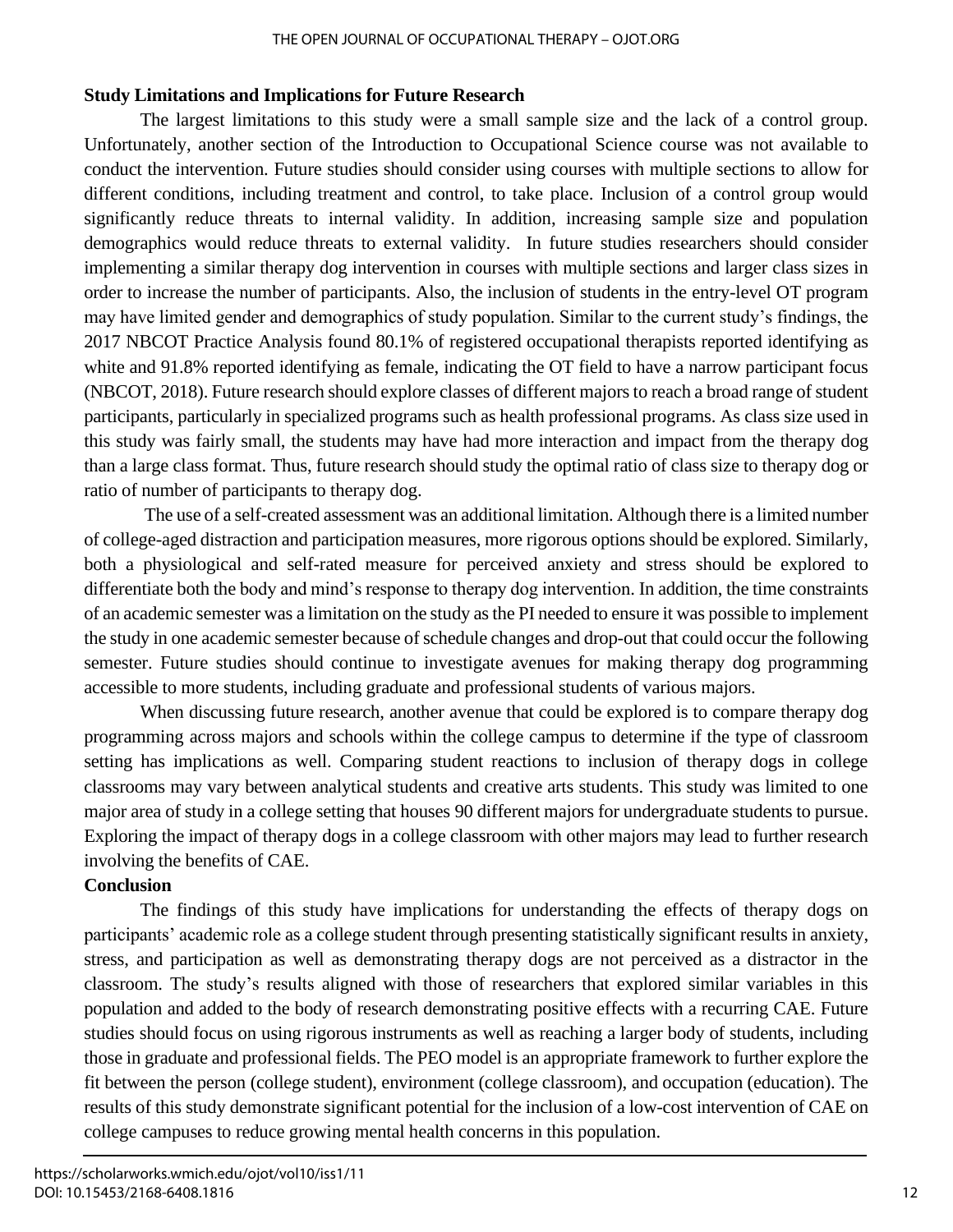## Study Limitations and Implications for Future Research

The largest limitations to this study were a small sample size and the lack of a control group. Unfortunately, another section of the Introduction to Occupational Science course was not available to conduct the intervention. Future studies should consider using courses with multiple sections to allow for different conditions, including treatment and control, to take place. Inclusion of a control group would significantly reduce threats to internal validity. In addition, increasing sample size and population demographics would reduce threats to external validity. In future studies researchers should consider implementing a similar therapy dog intervention in courses with multiple sections and larger class sizes in order to increase the number of participants. Also, the inclusion of students in the entry-level OT program may have limited gender and demographics of study population. Similar to the current study's findings, the 2017 NBCOT Practice Analysis found 80.1% of registered occupational therapists reported identifying as white and 91.8% reported identifying as female, indicating the OT field to have a narrow participant focus (NBCOT, 2018). Future research should explore classes of different majors to reach a broad range of student participants, particularly in specialized programs such as health professional programs. As class size used in this study was fairly small, the students may have had more interaction and impact from the therapy dog than a large class format. Thus, future research should study the optimal ratio of class size to therapy dog or ratio of number of participants to therapy dog.

The use of a self-created assessment was an additional limitation. Although there is a limited number of college-aged distraction and participation measures, more rigorous options should be explored. Similarly, both a physiological and self-rated measure for perceived anxiety and stress should be explored to differentiate both the body and mind's response to therapy dog intervention. In addition, the time constraints of an academic semester was a limitation on the study as the PI needed to ensure it was possible to implement the study in one academic semester because of schedule changes and drop-out that could occur the following semester. Future studies should continue to investigate avenues for making therapy dog programming accessible to more students, including graduate and professional students of various majors.

When discussing future research, another avenue that could be explored is to compare therapy dog programming across majors and schools within the college campus to determine if the type of classroom setting has implications as well. Comparing student reactions to inclusion of therapy dogs in college classrooms may vary between analytical students and creative arts students. This study was limited to one major area of study in a college setting that houses 90 different majors for undergraduate students to pursue. Exploring the impact of therapy dogs in a college classroom with other majors may lead to further research involving the benefits of CAE.

## Conclusion

The findings of this study have implications for understanding the effects of therapy dogs on participants' academic role as a college student through presenting statistically significant results in anxiety, stress, and participation as well as demonstrating therapy dogs are not perceived as a distractor in the classroom. The study's results aligned with those of researchers that explored similar variables in this population and added to the body of research demonstrating positive effects with a recurring CAE. Future studies should focus on using rigorous instruments as well as reaching a larger body of students, including those in graduate and professional fields. The PEO model is an appropriate framework to further explore the fit between the person (college student), environment (college classroom), and occupation (education). The results of this study demonstrate significant potential for the inclusion of a low-cost intervention of CAE on college campuses to reduce growing mental health concerns in this population.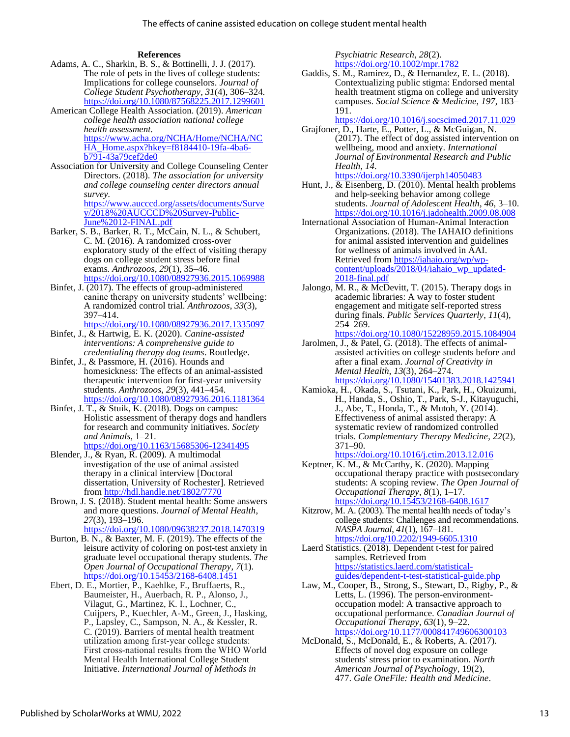### References

Adams, A. C., Sharkin, B. S., & Bottinelli, J. J. (2017). The role of pets in the lives of college students: Implications for college counselors. *Journal of College Student Psychotherapy*, *31*(4), 306–324. https://doi.org/10.1080/87568225.2017.1299601

American College Health Association. (2019). *American college health association national college health assessment.* https://www.acha.org/NCHA/Home/NCHA/NCHA_Home.aspx?hkey=f8184410-19fa-4ba6-b791-43a79cef2de0

Association for University and College Counseling Center Directors. (2018). *The association for university and college counseling center directors annual survey*. https://www.aucccd.org/assets/documents/Survey/2018%20AUCCCD%20Survey-Public-June%2012-FINAL.pdf

Barker, S. B., Barker, R. T., McCain, N. L., & Schubert, C. M. (2016). A randomized cross-over exploratory study of the effect of visiting therapy dogs on college student stress before final exams. *Anthrozoos*, *29*(1), 35–46. https://doi.org/10.1080/08927936.2015.1069988

Binfet, J. (2017). The effects of group-administered canine therapy on university students' wellbeing: A randomized control trial. *Anthrozoos*, *33*(3), 397–414. https://doi.org/10.1080/08927936.2017.1335097

Binfet, J., & Hartwig, E. K. (2020). *Canine-assisted interventions: A comprehensive guide to credentialing therapy dog teams*. Routledge.

Binfet, J., & Passmore, H. (2016). Hounds and homesickness: The effects of an animal-assisted therapeutic intervention for first-year university students. *Anthrozoos*, *29*(3), 441–454. https://doi.org/10.1080/08927936.2016.1181364

Binfet, J. T., & Stuik, K. (2018). Dogs on campus: Holistic assessment of therapy dogs and handlers for research and community initiatives. *Society and Animals*, 1–21. https://doi.org/10.1163/15685306-12341495

Blender, J., & Ryan, R. (2009). A multimodal investigation of the use of animal assisted therapy in a clinical interview [Doctoral dissertation, University of Rochester]. Retrieved from http://hdl.handle.net/1802/7770

Brown, J. S. (2018). Student mental health: Some answers and more questions. *Journal of Mental Health*, *27*(3), 193–196. https://doi.org/10.1080/09638237.2018.1470319

Burton, B. N., & Baxter, M. F. (2019). The effects of the leisure activity of coloring on post-test anxiety in graduate level occupational therapy students. *The Open Journal of Occupational Therapy*, *7*(1). https://doi.org/10.15453/2168-6408.1451

Ebert, D. E., Mortier, P., Kaehlke, F., Bruffaerts, R., Baumeister, H., Auerbach, R. P., Alonso, J., Vilagut, G., Martinez, K. I., Lochner, C., Cuijpers, P., Kuechler, A-M., Green, J., Hasking, P., Lapsley, C., Sampson, N. A., & Kessler, R. C. (2019). Barriers of mental health treatment utilization among first-year college students: First cross-national results from the WHO World Mental Health International College Student Initiative. *International Journal of Methods in Psychiatric Research*, *28*(2). https://doi.org/10.1002/mpr.1782

Gaddis, S. M., Ramirez, D., & Hernandez, E. L. (2018). Contextualizing public stigma: Endorsed mental health treatment stigma on college and university campuses. *Social Science & Medicine*, *197*, 183–191. https://doi.org/10.1016/j.socscimed.2017.11.029

Grajfoner, D., Harte, E., Potter, L., & McGuigan, N. (2017). The effect of dog assisted intervention on wellbeing, mood and anxiety. *International Journal of Environmental Research and Public Health*, *14*. https://doi.org/10.3390/ijerph14050483

Hunt, J., & Eisenberg, D. (2010). Mental health problems and help-seeking behavior among college students. *Journal of Adolescent Health*, *46*, 3–10. https://doi.org/10.1016/j.jadohealth.2009.08.008

International Association of Human-Animal Interaction Organizations. (2018). The IAHAIO definitions for animal assisted intervention and guidelines for wellness of animals involved in AAI. Retrieved from https://iahaio.org/wp/wp-content/uploads/2018/04/iahaio_wp_updated-2018-final.pdf

Jalongo, M. R., & McDevitt, T. (2015). Therapy dogs in academic libraries: A way to foster student engagement and mitigate self-reported stress during finals. *Public Services Quarterly*, *11*(4), 254–269. https://doi.org/10.1080/15228959.2015.1084904

Jarolmen, J., & Patel, G. (2018). The effects of animal-assisted activities on college students before and after a final exam. *Journal of Creativity in Mental Health*, *13*(3), 264–274. https://doi.org/10.1080/15401383.2018.1425941

Kamioka, H., Okada, S., Tsutani, K., Park, H., Okuizumi, H., Handa, S., Oshio, T., Park, S-J., Kitayuguchi, J., Abe, T., Honda, T., & Mutoh, Y. (2014). Effectiveness of animal assisted therapy: A systematic review of randomized controlled trials. *Complementary Therapy Medicine*, *22*(2), 371–90. https://doi.org/10.1016/j.ctim.2013.12.016

Keptner, K. M., & McCarthy, K. (2020). Mapping occupational therapy practice with postsecondary students: A scoping review. *The Open Journal of Occupational Therapy*, *8*(1), 1–17. https://doi.org/10.15453/2168-6408.1617

Kitzrow, M. A. (2003). The mental health needs of today's college students: Challenges and recommendations. *NASPA Journal*, *41*(1), 167–181. https://doi.org/10.2202/1949-6605.1310

Laerd Statistics. (2018). Dependent t-test for paired samples. Retrieved from https://statistics.laerd.com/statistical-guides/dependent-t-test-statistical-guide.php

Law, M., Cooper, B., Strong, S., Stewart, D., Rigby, P., & Letts, L. (1996). The person-environment-occupation model: A transactive approach to occupational performance. *Canadian Journal of Occupational Therapy*, *63*(1), 9–22. https://doi.org/10.1177/000841749606300103

McDonald, S., McDonald, E., & Roberts, A. (2017). Effects of novel dog exposure on college students' stress prior to examination. *North American Journal of Psychology*, 19(2), 477. *Gale OneFile: Health and Medicine*.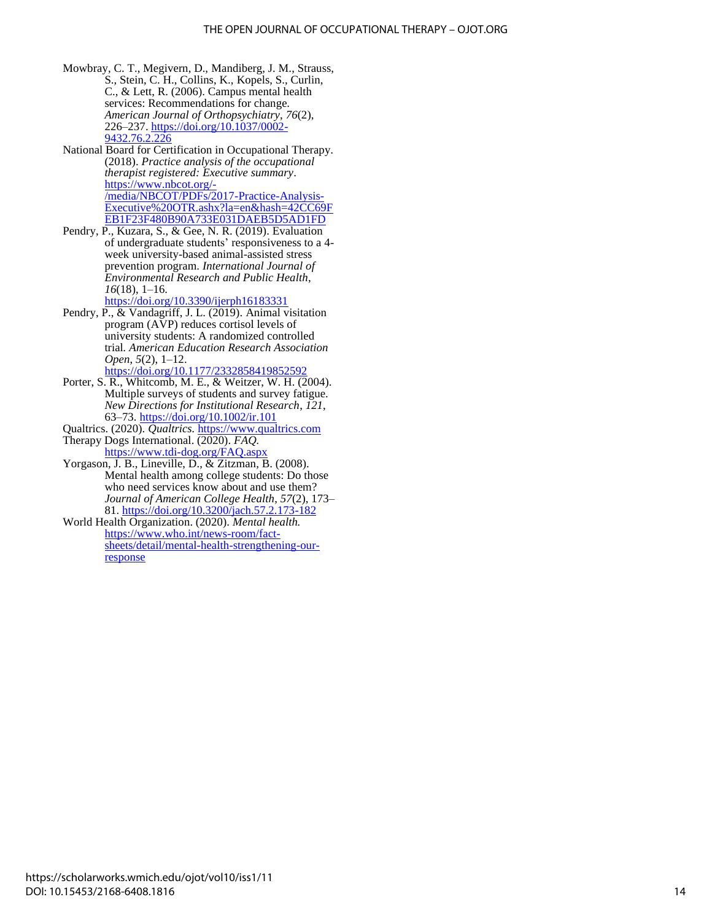Mowbray, C. T., Megivern, D., Mandiberg, J. M., Strauss, S., Stein, C. H., Collins, K., Kopels, S., Curlin, C., & Lett, R. (2006). Campus mental health services: Recommendations for change. *American Journal of Orthopsychiatry*, *76*(2), 226–237. https://doi.org/10.1037/0002-9432.76.2.226

National Board for Certification in Occupational Therapy. (2018). *Practice analysis of the occupational therapist registered: Executive summary*. https://www.nbcot.org/-/media/NBCOT/PDFs/2017-Practice-Analysis-Executive%20OTR.ashx?la=en&hash=42CC69FEB1F23F480B90A733E031DAEB5D5AD1FD

Pendry, P., Kuzara, S., & Gee, N. R. (2019). Evaluation of undergraduate students' responsiveness to a 4-week university-based animal-assisted stress prevention program. *International Journal of Environmental Research and Public Health*, *16*(18), 1–16. https://doi.org/10.3390/ijerph16183331

Pendry, P., & Vandagriff, J. L. (2019). Animal visitation program (AVP) reduces cortisol levels of university students: A randomized controlled trial. *American Education Research Association Open*, *5*(2), 1–12. https://doi.org/10.1177/2332858419852592

Porter, S. R., Whitcomb, M. E., & Weitzer, W. H. (2004). Multiple surveys of students and survey fatigue. *New Directions for Institutional Research*, *121*, 63–73. https://doi.org/10.1002/ir.101

Qualtrics. (2020). *Qualtrics.* https://www.qualtrics.com

Therapy Dogs International. (2020). *FAQ.* https://www.tdi-dog.org/FAQ.aspx

Yorgason, J. B., Lineville, D., & Zitzman, B. (2008). Mental health among college students: Do those who need services know about and use them? *Journal of American College Health*, *57*(2), 173–81. https://doi.org/10.3200/jach.57.2.173-182

World Health Organization. (2020). *Mental health.* https://www.who.int/news-room/fact-sheets/detail/mental-health-strengthening-our-response